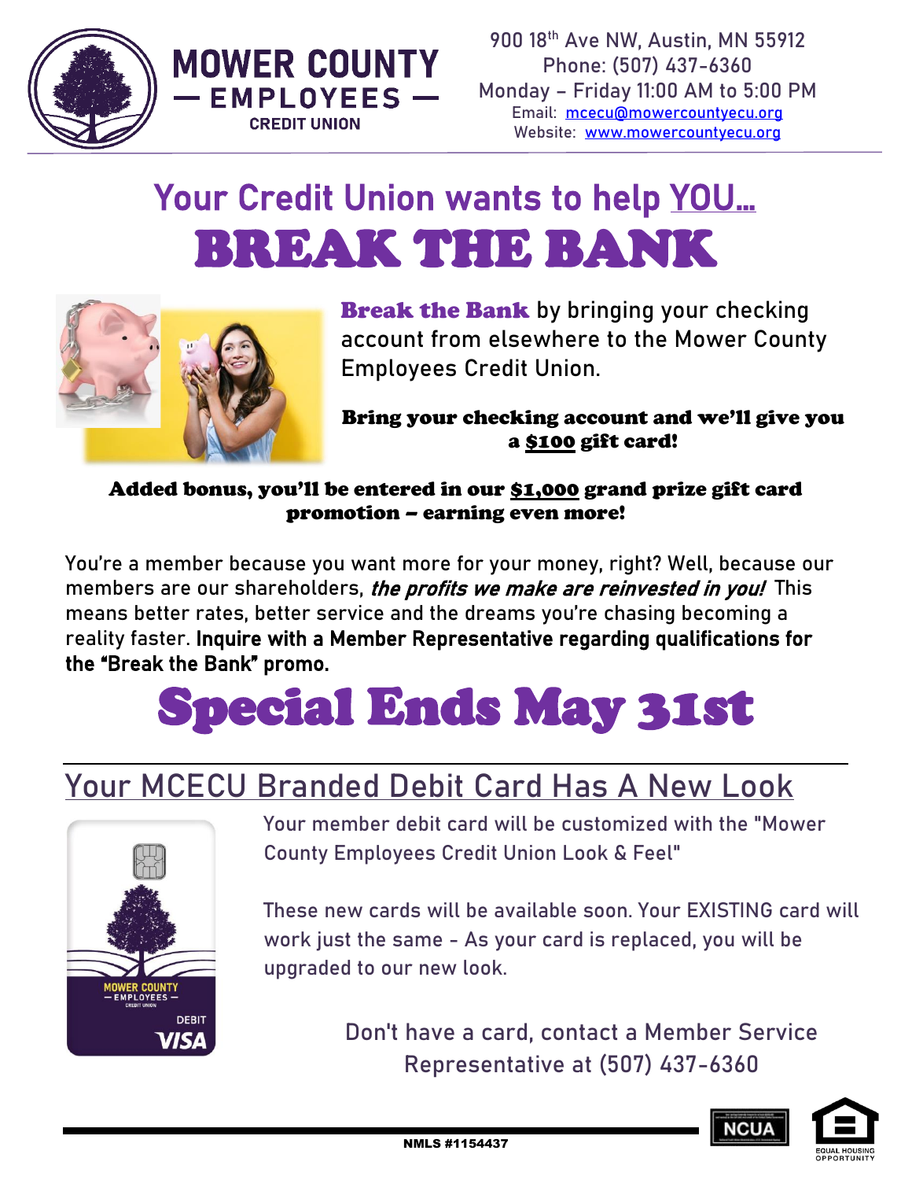**MOWER COUNTY — EMPLOYEES — CREDIT UNION**

900 18th Ave NW, Austin, MN 55912
Phone: (507) 437-6360
Monday – Friday 11:00 AM to 5:00 PM
Email: mcecu@mowercountyecu.org
Website: www.mowercountyecu.org

## Your Credit Union wants to help YOU...

# BREAK THE BANK

**Break the Bank** by bringing your checking account from elsewhere to the Mower County Employees Credit Union.

**Bring your checking account and we'll give you a $100 gift card!**

**Added bonus, you'll be entered in our $1,000 grand prize gift card promotion – earning even more!**

You're a member because you want more for your money, right? Well, because our members are our shareholders, ***the profits we make are reinvested in you!*** This means better rates, better service and the dreams you're chasing becoming a reality faster. **Inquire with a Member Representative regarding qualifications for the "Break the Bank" promo.**

# Special Ends May 31st

## Your MCECU Branded Debit Card Has A New Look

Your member debit card will be customized with the "Mower County Employees Credit Union Look & Feel"

These new cards will be available soon. Your EXISTING card will work just the same - As your card is replaced, you will be upgraded to our new look.

Don't have a card, contact a Member Service Representative at (507) 437-6360

NMLS #1154437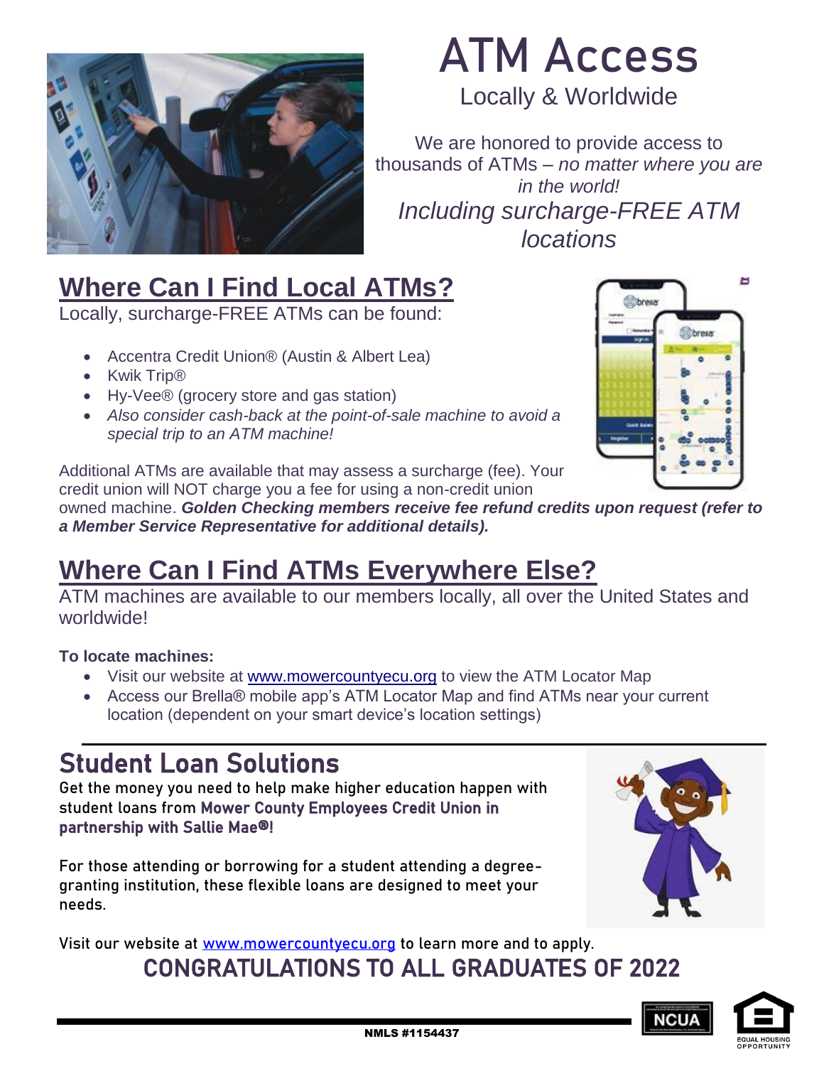# ATM Access

Locally & Worldwide

We are honored to provide access to thousands of ATMs – *no matter where you are in the world!*

*Including surcharge-FREE ATM locations*

## Where Can I Find Local ATMs?

Locally, surcharge-FREE ATMs can be found:

- Accentra Credit Union® (Austin & Albert Lea)
- Kwik Trip®
- Hy-Vee® (grocery store and gas station)
- *Also consider cash-back at the point-of-sale machine to avoid a special trip to an ATM machine!*

Additional ATMs are available that may assess a surcharge (fee). Your credit union will NOT charge you a fee for using a non-credit union owned machine. ***Golden Checking members receive fee refund credits upon request (refer to a Member Service Representative for additional details).***

## Where Can I Find ATMs Everywhere Else?

ATM machines are available to our members locally, all over the United States and worldwide!

**To locate machines:**

- Visit our website at www.mowercountyecu.org to view the ATM Locator Map
- Access our Brella® mobile app's ATM Locator Map and find ATMs near your current location (dependent on your smart device's location settings)

---

## Student Loan Solutions

Get the money you need to help make higher education happen with student loans from **Mower County Employees Credit Union in partnership with Sallie Mae®!**

For those attending or borrowing for a student attending a degree-granting institution, these flexible loans are designed to meet your needs.

Visit our website at www.mowercountyecu.org to learn more and to apply.

**CONGRATULATIONS TO ALL GRADUATES OF 2022**

NMLS #1154437

NCUA

EQUAL HOUSING OPPORTUNITY